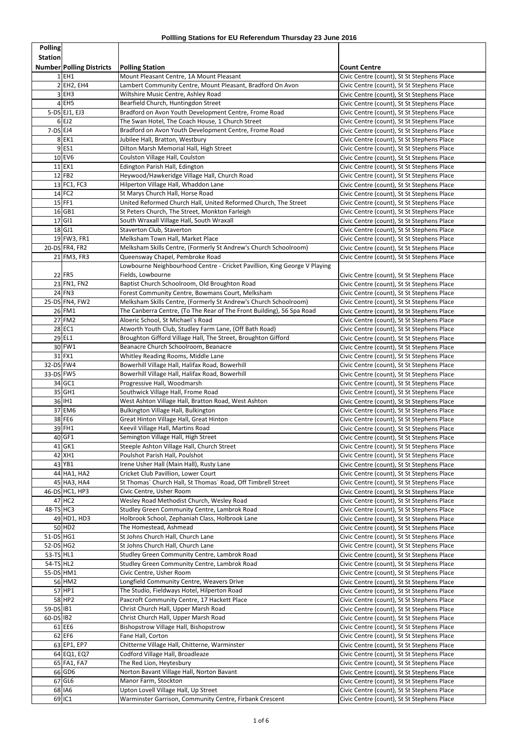# Pollling Stations for EU Referendum Thursday 23 June 2016

| Polling Station Number | Polling Districts | Polling Station | Count Centre |
|---|---|---|---|
| 1 | EH1 | Mount Pleasant Centre, 1A Mount Pleasant | Civic Centre (count), St St Stephens Place |
| 2 | EH2, EH4 | Lambert Community Centre, Mount Pleasant, Bradford On Avon | Civic Centre (count), St St Stephens Place |
| 3 | EH3 | Wiltshire Music Centre, Ashley Road | Civic Centre (count), St St Stephens Place |
| 4 | EH5 | Bearfield Church, Huntingdon Street | Civic Centre (count), St St Stephens Place |
| 5-DS | EJ1, EJ3 | Bradford on Avon Youth Development Centre, Frome Road | Civic Centre (count), St St Stephens Place |
| 6 | EJ2 | The Swan Hotel, The Coach House, 1 Church Street | Civic Centre (count), St St Stephens Place |
| 7-DS | EJ4 | Bradford on Avon Youth Development Centre, Frome Road | Civic Centre (count), St St Stephens Place |
| 8 | EK1 | Jubilee Hall, Bratton, Westbury | Civic Centre (count), St St Stephens Place |
| 9 | ES1 | Dilton Marsh Memorial Hall, High Street | Civic Centre (count), St St Stephens Place |
| 10 | EV6 | Coulston Village Hall, Coulston | Civic Centre (count), St St Stephens Place |
| 11 | EX1 | Edington Parish Hall, Edington | Civic Centre (count), St St Stephens Place |
| 12 | FB2 | Heywood/Hawkeridge Village Hall, Church Road | Civic Centre (count), St St Stephens Place |
| 13 | FC1, FC3 | Hilperton Village Hall, Whaddon Lane | Civic Centre (count), St St Stephens Place |
| 14 | FC2 | St Marys Church Hall, Horse Road | Civic Centre (count), St St Stephens Place |
| 15 | FF1 | United Reformed Church Hall, United Reformed Church, The Street | Civic Centre (count), St St Stephens Place |
| 16 | GB1 | St Peters Church, The Street, Monkton Farleigh | Civic Centre (count), St St Stephens Place |
| 17 | GI1 | South Wraxall Village Hall, South Wraxall | Civic Centre (count), St St Stephens Place |
| 18 | GJ1 | Staverton Club, Staverton | Civic Centre (count), St St Stephens Place |
| 19 | FW3, FR1 | Melksham Town Hall, Market Place | Civic Centre (count), St St Stephens Place |
| 20-DS | FR4, FR2 | Melksham Skills Centre, (Formerly St Andrew's Church Schoolroom) | Civic Centre (count), St St Stephens Place |
| 21 | FM3, FR3 | Queensway Chapel, Pembroke Road | Civic Centre (count), St St Stephens Place |
| 22 | FR5 | Lowbourne Neighbourhood Centre - Cricket Pavillion, King George V Playing Fields, Lowbourne | Civic Centre (count), St St Stephens Place |
| 23 | FN1, FN2 | Baptist Church Schoolroom, Old Broughton Road | Civic Centre (count), St St Stephens Place |
| 24 | FN3 | Forest Community Centre, Bowmans Court, Melksham | Civic Centre (count), St St Stephens Place |
| 25-DS | FN4, FW2 | Melksham Skills Centre, (Formerly St Andrew's Church Schoolroom) | Civic Centre (count), St St Stephens Place |
| 26 | FM1 | The Canberra Centre, (To The Rear of The Front Building), 56 Spa Road | Civic Centre (count), St St Stephens Place |
| 27 | FM2 | Aloeric School, St Michael`s Road | Civic Centre (count), St St Stephens Place |
| 28 | EC1 | Atworth Youth Club, Studley Farm Lane, (Off Bath Road) | Civic Centre (count), St St Stephens Place |
| 29 | EL1 | Broughton Gifford Village Hall, The Street, Broughton Gifford | Civic Centre (count), St St Stephens Place |
| 30 | FW1 | Beanacre Church Schoolroom, Beanacre | Civic Centre (count), St St Stephens Place |
| 31 | FX1 | Whitley Reading Rooms, Middle Lane | Civic Centre (count), St St Stephens Place |
| 32-DS | FW4 | Bowerhill Village Hall, Halifax Road, Bowerhill | Civic Centre (count), St St Stephens Place |
| 33-DS | FW5 | Bowerhill Village Hall, Halifax Road, Bowerhill | Civic Centre (count), St St Stephens Place |
| 34 | GC1 | Progressive Hall, Woodmarsh | Civic Centre (count), St St Stephens Place |
| 35 | GH1 | Southwick Village Hall, Frome Road | Civic Centre (count), St St Stephens Place |
| 36 | IH1 | West Ashton Village Hall, Bratton Road, West Ashton | Civic Centre (count), St St Stephens Place |
| 37 | EM6 | Bulkington Village Hall, Bulkington | Civic Centre (count), St St Stephens Place |
| 38 | FE6 | Great Hinton Village Hall, Great Hinton | Civic Centre (count), St St Stephens Place |
| 39 | FH1 | Keevil Village Hall, Martins Road | Civic Centre (count), St St Stephens Place |
| 40 | GF1 | Semington Village Hall, High Street | Civic Centre (count), St St Stephens Place |
| 41 | GK1 | Steeple Ashton Village Hall, Church Street | Civic Centre (count), St St Stephens Place |
| 42 | XH1 | Poulshot Parish Hall, Poulshot | Civic Centre (count), St St Stephens Place |
| 43 | YB1 | Irene Usher Hall (Main Hall), Rusty Lane | Civic Centre (count), St St Stephens Place |
| 44 | HA1, HA2 | Cricket Club Pavillion, Lower Court | Civic Centre (count), St St Stephens Place |
| 45 | HA3, HA4 | St Thomas` Church Hall, St Thomas` Road, Off Timbrell Street | Civic Centre (count), St St Stephens Place |
| 46-DS | HC1, HP3 | Civic Centre, Usher Room | Civic Centre (count), St St Stephens Place |
| 47 | HC2 | Wesley Road Methodist Church, Wesley Road | Civic Centre (count), St St Stephens Place |
| 48-TS | HC3 | Studley Green Community Centre, Lambrok Road | Civic Centre (count), St St Stephens Place |
| 49 | HD1, HD3 | Holbrook School, Zephaniah Class, Holbrook Lane | Civic Centre (count), St St Stephens Place |
| 50 | HD2 | The Homestead, Ashmead | Civic Centre (count), St St Stephens Place |
| 51-DS | HG1 | St Johns Church Hall, Church Lane | Civic Centre (count), St St Stephens Place |
| 52-DS | HG2 | St Johns Church Hall, Church Lane | Civic Centre (count), St St Stephens Place |
| 53-TS | HL1 | Studley Green Community Centre, Lambrok Road | Civic Centre (count), St St Stephens Place |
| 54-TS | HL2 | Studley Green Community Centre, Lambrok Road | Civic Centre (count), St St Stephens Place |
| 55-DS | HM1 | Civic Centre, Usher Room | Civic Centre (count), St St Stephens Place |
| 56 | HM2 | Longfield Community Centre, Weavers Drive | Civic Centre (count), St St Stephens Place |
| 57 | HP1 | The Studio, Fieldways Hotel, Hilperton Road | Civic Centre (count), St St Stephens Place |
| 58 | HP2 | Paxcroft Community Centre, 17 Hackett Place | Civic Centre (count), St St Stephens Place |
| 59-DS | IB1 | Christ Church Hall, Upper Marsh Road | Civic Centre (count), St St Stephens Place |
| 60-DS | IB2 | Christ Church Hall, Upper Marsh Road | Civic Centre (count), St St Stephens Place |
| 61 | EE6 | Bishopstrow Village Hall, Bishopstrow | Civic Centre (count), St St Stephens Place |
| 62 | EF6 | Fane Hall, Corton | Civic Centre (count), St St Stephens Place |
| 63 | EP1, EP7 | Chitterne Village Hall, Chitterne, Warminster | Civic Centre (count), St St Stephens Place |
| 64 | EQ1, EQ7 | Codford Village Hall, Broadleaze | Civic Centre (count), St St Stephens Place |
| 65 | FA1, FA7 | The Red Lion, Heytesbury | Civic Centre (count), St St Stephens Place |
| 66 | GD6 | Norton Bavant Village Hall, Norton Bavant | Civic Centre (count), St St Stephens Place |
| 67 | GL6 | Manor Farm, Stockton | Civic Centre (count), St St Stephens Place |
| 68 | IA6 | Upton Lovell Village Hall, Up Street | Civic Centre (count), St St Stephens Place |
| 69 | IC1 | Warminster Garrison, Community Centre, Firbank Crescent | Civic Centre (count), St St Stephens Place |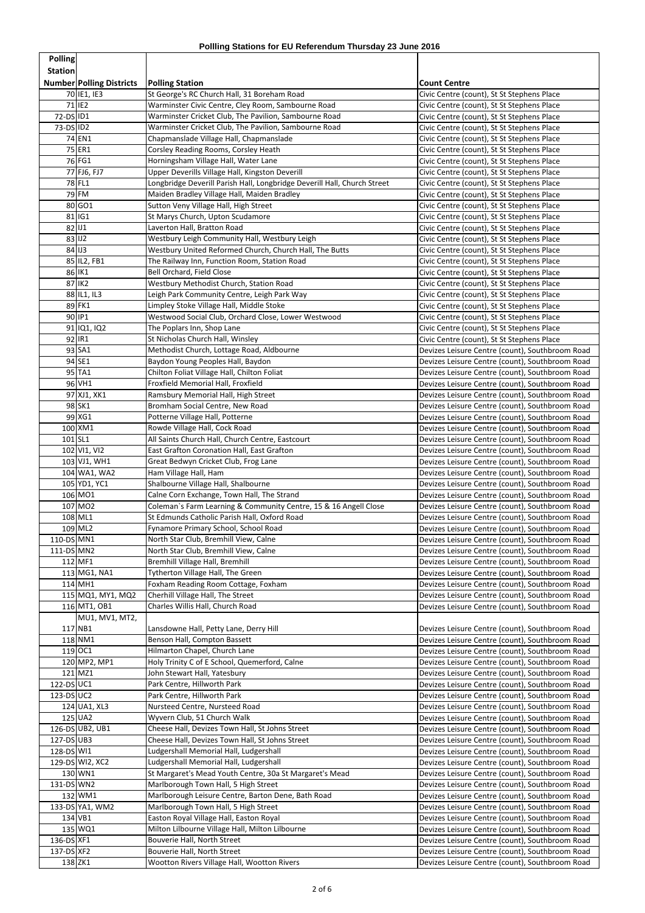# Pollling Stations for EU Referendum Thursday 23 June 2016

| Polling Station Number | Polling Districts | Polling Station | Count Centre |
|---|---|---|---|
| 70 | IE1, IE3 | St George's RC Church Hall, 31 Boreham Road | Civic Centre (count), St St Stephens Place |
| 71 | IE2 | Warminster Civic Centre, Cley Room, Sambourne Road | Civic Centre (count), St St Stephens Place |
| 72-DS | ID1 | Warminster Cricket Club, The Pavilion, Sambourne Road | Civic Centre (count), St St Stephens Place |
| 73-DS | ID2 | Warminster Cricket Club, The Pavilion, Sambourne Road | Civic Centre (count), St St Stephens Place |
| 74 | EN1 | Chapmanslade Village Hall, Chapmanslade | Civic Centre (count), St St Stephens Place |
| 75 | ER1 | Corsley Reading Rooms, Corsley Heath | Civic Centre (count), St St Stephens Place |
| 76 | FG1 | Horningsham Village Hall, Water Lane | Civic Centre (count), St St Stephens Place |
| 77 | FJ6, FJ7 | Upper Deverills Village Hall, Kingston Deverill | Civic Centre (count), St St Stephens Place |
| 78 | FL1 | Longbridge Deverill Parish Hall, Longbridge Deverill Hall, Church Street | Civic Centre (count), St St Stephens Place |
| 79 | FM | Maiden Bradley Village Hall, Maiden Bradley | Civic Centre (count), St St Stephens Place |
| 80 | GO1 | Sutton Veny Village Hall, High Street | Civic Centre (count), St St Stephens Place |
| 81 | IG1 | St Marys Church, Upton Scudamore | Civic Centre (count), St St Stephens Place |
| 82 | IJ1 | Laverton Hall, Bratton Road | Civic Centre (count), St St Stephens Place |
| 83 | IJ2 | Westbury Leigh Community Hall, Westbury Leigh | Civic Centre (count), St St Stephens Place |
| 84 | IJ3 | Westbury United Reformed Church, Church Hall, The Butts | Civic Centre (count), St St Stephens Place |
| 85 | IL2, FB1 | The Railway Inn, Function Room, Station Road | Civic Centre (count), St St Stephens Place |
| 86 | IK1 | Bell Orchard, Field Close | Civic Centre (count), St St Stephens Place |
| 87 | IK2 | Westbury Methodist Church, Station Road | Civic Centre (count), St St Stephens Place |
| 88 | IL1, IL3 | Leigh Park Community Centre, Leigh Park Way | Civic Centre (count), St St Stephens Place |
| 89 | FK1 | Limpley Stoke Village Hall, Middle Stoke | Civic Centre (count), St St Stephens Place |
| 90 | IP1 | Westwood Social Club, Orchard Close, Lower Westwood | Civic Centre (count), St St Stephens Place |
| 91 | IQ1, IQ2 | The Poplars Inn, Shop Lane | Civic Centre (count), St St Stephens Place |
| 92 | IR1 | St Nicholas Church Hall, Winsley | Civic Centre (count), St St Stephens Place |
| 93 | SA1 | Methodist Church, Lottage Road, Aldbourne | Devizes Leisure Centre (count), Southbroom Road |
| 94 | SE1 | Baydon Young Peoples Hall, Baydon | Devizes Leisure Centre (count), Southbroom Road |
| 95 | TA1 | Chilton Foliat Village Hall, Chilton Foliat | Devizes Leisure Centre (count), Southbroom Road |
| 96 | VH1 | Froxfield Memorial Hall, Froxfield | Devizes Leisure Centre (count), Southbroom Road |
| 97 | XJ1, XK1 | Ramsbury Memorial Hall, High Street | Devizes Leisure Centre (count), Southbroom Road |
| 98 | SK1 | Bromham Social Centre, New Road | Devizes Leisure Centre (count), Southbroom Road |
| 99 | XG1 | Potterne Village Hall, Potterne | Devizes Leisure Centre (count), Southbroom Road |
| 100 | XM1 | Rowde Village Hall, Cock Road | Devizes Leisure Centre (count), Southbroom Road |
| 101 | SL1 | All Saints Church Hall, Church Centre, Eastcourt | Devizes Leisure Centre (count), Southbroom Road |
| 102 | VI1, VI2 | East Grafton Coronation Hall, East Grafton | Devizes Leisure Centre (count), Southbroom Road |
| 103 | VJ1, WH1 | Great Bedwyn Cricket Club, Frog Lane | Devizes Leisure Centre (count), Southbroom Road |
| 104 | WA1, WA2 | Ham Village Hall, Ham | Devizes Leisure Centre (count), Southbroom Road |
| 105 | YD1, YC1 | Shalbourne Village Hall, Shalbourne | Devizes Leisure Centre (count), Southbroom Road |
| 106 | MO1 | Calne Corn Exchange, Town Hall, The Strand | Devizes Leisure Centre (count), Southbroom Road |
| 107 | MO2 | Coleman`s Farm Learning & Community Centre, 15 & 16 Angell Close | Devizes Leisure Centre (count), Southbroom Road |
| 108 | ML1 | St Edmunds Catholic Parish Hall, Oxford Road | Devizes Leisure Centre (count), Southbroom Road |
| 109 | ML2 | Fynamore Primary School, School Road | Devizes Leisure Centre (count), Southbroom Road |
| 110-DS | MN1 | North Star Club, Bremhill View, Calne | Devizes Leisure Centre (count), Southbroom Road |
| 111-DS | MN2 | North Star Club, Bremhill View, Calne | Devizes Leisure Centre (count), Southbroom Road |
| 112 | MF1 | Bremhill Village Hall, Bremhill | Devizes Leisure Centre (count), Southbroom Road |
| 113 | MG1, NA1 | Tytherton Village Hall, The Green | Devizes Leisure Centre (count), Southbroom Road |
| 114 | MH1 | Foxham Reading Room Cottage, Foxham | Devizes Leisure Centre (count), Southbroom Road |
| 115 | MQ1, MY1, MQ2 | Cherhill Village Hall, The Street | Devizes Leisure Centre (count), Southbroom Road |
| 116 | MT1, OB1 | Charles Willis Hall, Church Road | Devizes Leisure Centre (count), Southbroom Road |
| 117 | MU1, MV1, MT2, NB1 | Lansdowne Hall, Petty Lane, Derry Hill | Devizes Leisure Centre (count), Southbroom Road |
| 118 | NM1 | Benson Hall, Compton Bassett | Devizes Leisure Centre (count), Southbroom Road |
| 119 | OC1 | Hilmarton Chapel, Church Lane | Devizes Leisure Centre (count), Southbroom Road |
| 120 | MP2, MP1 | Holy Trinity C of E School, Quemerford, Calne | Devizes Leisure Centre (count), Southbroom Road |
| 121 | MZ1 | John Stewart Hall, Yatesbury | Devizes Leisure Centre (count), Southbroom Road |
| 122-DS | UC1 | Park Centre, Hillworth Park | Devizes Leisure Centre (count), Southbroom Road |
| 123-DS | UC2 | Park Centre, Hillworth Park | Devizes Leisure Centre (count), Southbroom Road |
| 124 | UA1, XL3 | Nursteed Centre, Nursteed Road | Devizes Leisure Centre (count), Southbroom Road |
| 125 | UA2 | Wyvern Club, 51 Church Walk | Devizes Leisure Centre (count), Southbroom Road |
| 126-DS | UB2, UB1 | Cheese Hall, Devizes Town Hall, St Johns Street | Devizes Leisure Centre (count), Southbroom Road |
| 127-DS | UB3 | Cheese Hall, Devizes Town Hall, St Johns Street | Devizes Leisure Centre (count), Southbroom Road |
| 128-DS | WI1 | Ludgershall Memorial Hall, Ludgershall | Devizes Leisure Centre (count), Southbroom Road |
| 129-DS | WI2, XC2 | Ludgershall Memorial Hall, Ludgershall | Devizes Leisure Centre (count), Southbroom Road |
| 130 | WN1 | St Margaret's Mead Youth Centre, 30a St Margaret's Mead | Devizes Leisure Centre (count), Southbroom Road |
| 131-DS | WN2 | Marlborough Town Hall, 5 High Street | Devizes Leisure Centre (count), Southbroom Road |
| 132 | WM1 | Marlborough Leisure Centre, Barton Dene, Bath Road | Devizes Leisure Centre (count), Southbroom Road |
| 133-DS | YA1, WM2 | Marlborough Town Hall, 5 High Street | Devizes Leisure Centre (count), Southbroom Road |
| 134 | VB1 | Easton Royal Village Hall, Easton Royal | Devizes Leisure Centre (count), Southbroom Road |
| 135 | WQ1 | Milton Lilbourne Village Hall, Milton Lilbourne | Devizes Leisure Centre (count), Southbroom Road |
| 136-DS | XF1 | Bouverie Hall, North Street | Devizes Leisure Centre (count), Southbroom Road |
| 137-DS | XF2 | Bouverie Hall, North Street | Devizes Leisure Centre (count), Southbroom Road |
| 138 | ZK1 | Wootton Rivers Village Hall, Wootton Rivers | Devizes Leisure Centre (count), Southbroom Road |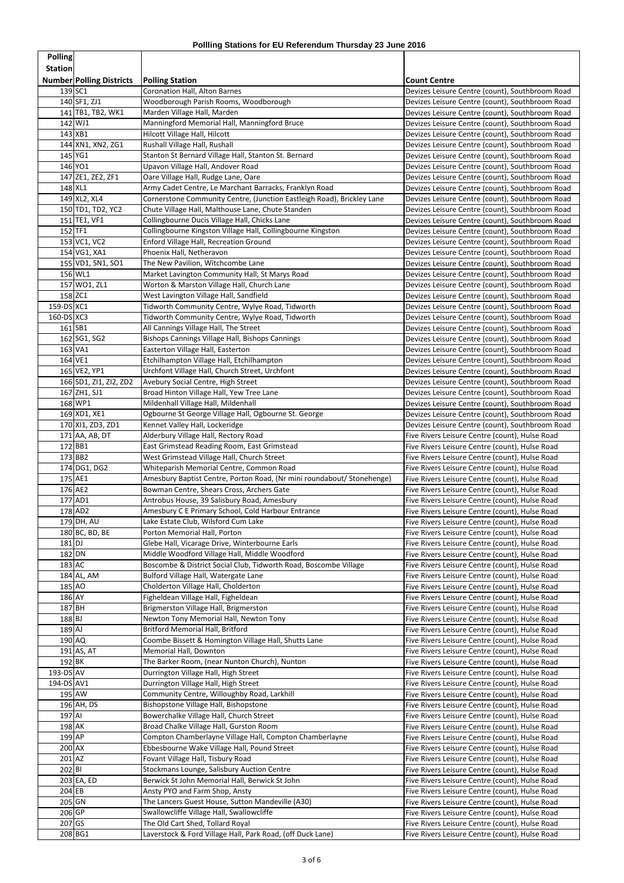**Pollling Stations for EU Referendum Thursday 23 June 2016**

| Polling Station Number | Polling Districts | Polling Station | Count Centre |
|---|---|---|---|
| 139 | SC1 | Coronation Hall, Alton Barnes | Devizes Leisure Centre (count), Southbroom Road |
| 140 | SF1, ZJ1 | Woodborough Parish Rooms, Woodborough | Devizes Leisure Centre (count), Southbroom Road |
| 141 | TB1, TB2, WK1 | Marden Village Hall, Marden | Devizes Leisure Centre (count), Southbroom Road |
| 142 | WJ1 | Manningford Memorial Hall, Manningford Bruce | Devizes Leisure Centre (count), Southbroom Road |
| 143 | XB1 | Hilcott Village Hall, Hilcott | Devizes Leisure Centre (count), Southbroom Road |
| 144 | XN1, XN2, ZG1 | Rushall Village Hall, Rushall | Devizes Leisure Centre (count), Southbroom Road |
| 145 | YG1 | Stanton St Bernard Village Hall, Stanton St. Bernard | Devizes Leisure Centre (count), Southbroom Road |
| 146 | YO1 | Upavon Village Hall, Andover Road | Devizes Leisure Centre (count), Southbroom Road |
| 147 | ZE1, ZE2, ZF1 | Oare Village Hall, Rudge Lane, Oare | Devizes Leisure Centre (count), Southbroom Road |
| 148 | XL1 | Army Cadet Centre, Le Marchant Barracks, Franklyn Road | Devizes Leisure Centre (count), Southbroom Road |
| 149 | XL2, XL4 | Cornerstone Community Centre, (Junction Eastleigh Road), Brickley Lane | Devizes Leisure Centre (count), Southbroom Road |
| 150 | TD1, TD2, YC2 | Chute Village Hall, Malthouse Lane, Chute Standen | Devizes Leisure Centre (count), Southbroom Road |
| 151 | TE1, VF1 | Collingbourne Ducis Village Hall, Chicks Lane | Devizes Leisure Centre (count), Southbroom Road |
| 152 | TF1 | Collingbourne Kingston Village Hall, Collingbourne Kingston | Devizes Leisure Centre (count), Southbroom Road |
| 153 | VC1, VC2 | Enford Village Hall, Recreation Ground | Devizes Leisure Centre (count), Southbroom Road |
| 154 | VG1, XA1 | Phoenix Hall, Netheravon | Devizes Leisure Centre (count), Southbroom Road |
| 155 | VD1, SN1, SO1 | The New Pavilion, Witchcombe Lane | Devizes Leisure Centre (count), Southbroom Road |
| 156 | WL1 | Market Lavington Community Hall, St Marys Road | Devizes Leisure Centre (count), Southbroom Road |
| 157 | WO1, ZL1 | Worton & Marston Village Hall, Church Lane | Devizes Leisure Centre (count), Southbroom Road |
| 158 | ZC1 | West Lavington Village Hall, Sandfield | Devizes Leisure Centre (count), Southbroom Road |
| 159-DS | XC1 | Tidworth Community Centre, Wylye Road, Tidworth | Devizes Leisure Centre (count), Southbroom Road |
| 160-DS | XC3 | Tidworth Community Centre, Wylye Road, Tidworth | Devizes Leisure Centre (count), Southbroom Road |
| 161 | SB1 | All Cannings Village Hall, The Street | Devizes Leisure Centre (count), Southbroom Road |
| 162 | SG1, SG2 | Bishops Cannings Village Hall, Bishops Cannings | Devizes Leisure Centre (count), Southbroom Road |
| 163 | VA1 | Easterton Village Hall, Easterton | Devizes Leisure Centre (count), Southbroom Road |
| 164 | VE1 | Etchilhampton Village Hall, Etchilhampton | Devizes Leisure Centre (count), Southbroom Road |
| 165 | VE2, YP1 | Urchfont Village Hall, Church Street, Urchfont | Devizes Leisure Centre (count), Southbroom Road |
| 166 | SD1, ZI1, ZI2, ZD2 | Avebury Social Centre, High Street | Devizes Leisure Centre (count), Southbroom Road |
| 167 | ZH1, SJ1 | Broad Hinton Village Hall, Yew Tree Lane | Devizes Leisure Centre (count), Southbroom Road |
| 168 | WP1 | Mildenhall Village Hall, Mildenhall | Devizes Leisure Centre (count), Southbroom Road |
| 169 | XD1, XE1 | Ogbourne St George Village Hall, Ogbourne St. George | Devizes Leisure Centre (count), Southbroom Road |
| 170 | XI1, ZD3, ZD1 | Kennet Valley Hall, Lockeridge | Devizes Leisure Centre (count), Southbroom Road |
| 171 | AA, AB, DT | Alderbury Village Hall, Rectory Road | Five Rivers Leisure Centre (count), Hulse Road |
| 172 | BB1 | East Grimstead Reading Room, East Grimstead | Five Rivers Leisure Centre (count), Hulse Road |
| 173 | BB2 | West Grimstead Village Hall, Church Street | Five Rivers Leisure Centre (count), Hulse Road |
| 174 | DG1, DG2 | Whiteparish Memorial Centre, Common Road | Five Rivers Leisure Centre (count), Hulse Road |
| 175 | AE1 | Amesbury Baptist Centre, Porton Road, (Nr mini roundabout/ Stonehenge) | Five Rivers Leisure Centre (count), Hulse Road |
| 176 | AE2 | Bowman Centre, Shears Cross, Archers Gate | Five Rivers Leisure Centre (count), Hulse Road |
| 177 | AD1 | Antrobus House, 39 Salisbury Road, Amesbury | Five Rivers Leisure Centre (count), Hulse Road |
| 178 | AD2 | Amesbury C E Primary School, Cold Harbour Entrance | Five Rivers Leisure Centre (count), Hulse Road |
| 179 | DH, AU | Lake Estate Club, Wilsford Cum Lake | Five Rivers Leisure Centre (count), Hulse Road |
| 180 | BC, BD, BE | Porton Memorial Hall, Porton | Five Rivers Leisure Centre (count), Hulse Road |
| 181 | DJ | Glebe Hall, Vicarage Drive, Winterbourne Earls | Five Rivers Leisure Centre (count), Hulse Road |
| 182 | DN | Middle Woodford Village Hall, Middle Woodford | Five Rivers Leisure Centre (count), Hulse Road |
| 183 | AC | Boscombe & District Social Club, Tidworth Road, Boscombe Village | Five Rivers Leisure Centre (count), Hulse Road |
| 184 | AL, AM | Bulford Village Hall, Watergate Lane | Five Rivers Leisure Centre (count), Hulse Road |
| 185 | AO | Cholderton Village Hall, Cholderton | Five Rivers Leisure Centre (count), Hulse Road |
| 186 | AY | Figheldean Village Hall, Figheldean | Five Rivers Leisure Centre (count), Hulse Road |
| 187 | BH | Brigmerston Village Hall, Brigmerston | Five Rivers Leisure Centre (count), Hulse Road |
| 188 | BJ | Newton Tony Memorial Hall, Newton Tony | Five Rivers Leisure Centre (count), Hulse Road |
| 189 | AJ | Britford Memorial Hall, Britford | Five Rivers Leisure Centre (count), Hulse Road |
| 190 | AQ | Coombe Bissett & Homington Village Hall, Shutts Lane | Five Rivers Leisure Centre (count), Hulse Road |
| 191 | AS, AT | Memorial Hall, Downton | Five Rivers Leisure Centre (count), Hulse Road |
| 192 | BK | The Barker Room, (near Nunton Church), Nunton | Five Rivers Leisure Centre (count), Hulse Road |
| 193-DS | AV | Durrington Village Hall, High Street | Five Rivers Leisure Centre (count), Hulse Road |
| 194-DS | AV1 | Durrington Village Hall, High Street | Five Rivers Leisure Centre (count), Hulse Road |
| 195 | AW | Community Centre, Willoughby Road, Larkhill | Five Rivers Leisure Centre (count), Hulse Road |
| 196 | AH, DS | Bishopstone Village Hall, Bishopstone | Five Rivers Leisure Centre (count), Hulse Road |
| 197 | AI | Bowerchalke Village Hall, Church Street | Five Rivers Leisure Centre (count), Hulse Road |
| 198 | AK | Broad Chalke Village Hall, Gurston Room | Five Rivers Leisure Centre (count), Hulse Road |
| 199 | AP | Compton Chamberlayne Village Hall, Compton Chamberlayne | Five Rivers Leisure Centre (count), Hulse Road |
| 200 | AX | Ebbesbourne Wake Village Hall, Pound Street | Five Rivers Leisure Centre (count), Hulse Road |
| 201 | AZ | Fovant Village Hall, Tisbury Road | Five Rivers Leisure Centre (count), Hulse Road |
| 202 | BI | Stockmans Lounge, Salisbury Auction Centre | Five Rivers Leisure Centre (count), Hulse Road |
| 203 | EA, ED | Berwick St John Memorial Hall, Berwick St John | Five Rivers Leisure Centre (count), Hulse Road |
| 204 | EB | Ansty PYO and Farm Shop, Ansty | Five Rivers Leisure Centre (count), Hulse Road |
| 205 | GN | The Lancers Guest House, Sutton Mandeville (A30) | Five Rivers Leisure Centre (count), Hulse Road |
| 206 | GP | Swallowcliffe Village Hall, Swallowcliffe | Five Rivers Leisure Centre (count), Hulse Road |
| 207 | GS | The Old Cart Shed, Tollard Royal | Five Rivers Leisure Centre (count), Hulse Road |
| 208 | BG1 | Laverstock & Ford Village Hall, Park Road, (off Duck Lane) | Five Rivers Leisure Centre (count), Hulse Road |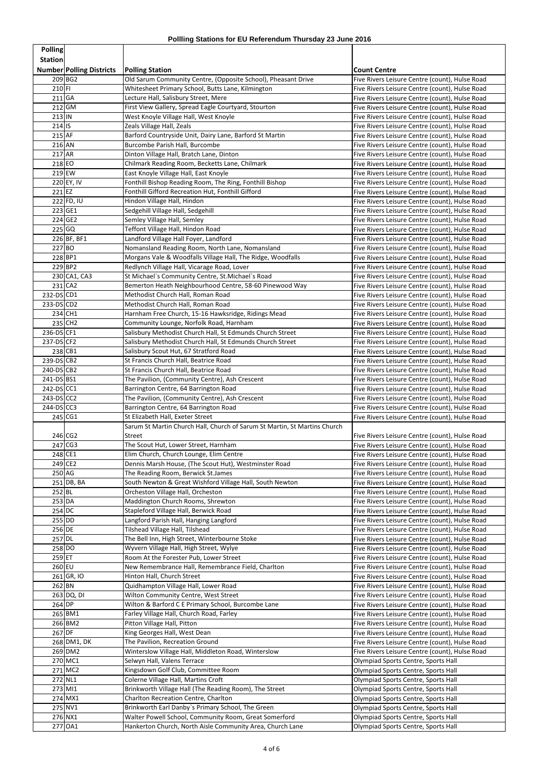# Pollling Stations for EU Referendum Thursday 23 June 2016

| Polling Station Number | Polling Districts | Polling Station | Count Centre |
|---|---|---|---|
| 209 | BG2 | Old Sarum Community Centre, (Opposite School), Pheasant Drive | Five Rivers Leisure Centre (count), Hulse Road |
| 210 | FI | Whitesheet Primary School, Butts Lane, Kilmington | Five Rivers Leisure Centre (count), Hulse Road |
| 211 | GA | Lecture Hall, Salisbury Street, Mere | Five Rivers Leisure Centre (count), Hulse Road |
| 212 | GM | First View Gallery, Spread Eagle Courtyard, Stourton | Five Rivers Leisure Centre (count), Hulse Road |
| 213 | IN | West Knoyle Village Hall, West Knoyle | Five Rivers Leisure Centre (count), Hulse Road |
| 214 | IS | Zeals Village Hall, Zeals | Five Rivers Leisure Centre (count), Hulse Road |
| 215 | AF | Barford Countryside Unit, Dairy Lane, Barford St Martin | Five Rivers Leisure Centre (count), Hulse Road |
| 216 | AN | Burcombe Parish Hall, Burcombe | Five Rivers Leisure Centre (count), Hulse Road |
| 217 | AR | Dinton Village Hall, Bratch Lane, Dinton | Five Rivers Leisure Centre (count), Hulse Road |
| 218 | EO | Chilmark Reading Room, Becketts Lane, Chilmark | Five Rivers Leisure Centre (count), Hulse Road |
| 219 | EW | East Knoyle Village Hall, East Knoyle | Five Rivers Leisure Centre (count), Hulse Road |
| 220 | EY, IV | Fonthill Bishop Reading Room, The Ring, Fonthill Bishop | Five Rivers Leisure Centre (count), Hulse Road |
| 221 | EZ | Fonthill Gifford Recreation Hut, Fonthill Gifford | Five Rivers Leisure Centre (count), Hulse Road |
| 222 | FD, IU | Hindon Village Hall, Hindon | Five Rivers Leisure Centre (count), Hulse Road |
| 223 | GE1 | Sedgehill Village Hall, Sedgehill | Five Rivers Leisure Centre (count), Hulse Road |
| 224 | GE2 | Semley Village Hall, Semley | Five Rivers Leisure Centre (count), Hulse Road |
| 225 | GQ | Teffont Village Hall, Hindon Road | Five Rivers Leisure Centre (count), Hulse Road |
| 226 | BF, BF1 | Landford Village Hall Foyer, Landford | Five Rivers Leisure Centre (count), Hulse Road |
| 227 | BO | Nomansland Reading Room, North Lane, Nomansland | Five Rivers Leisure Centre (count), Hulse Road |
| 228 | BP1 | Morgans Vale & Woodfalls Village Hall, The Ridge, Woodfalls | Five Rivers Leisure Centre (count), Hulse Road |
| 229 | BP2 | Redlynch Village Hall, Vicarage Road, Lover | Five Rivers Leisure Centre (count), Hulse Road |
| 230 | CA1, CA3 | St Michael`s Community Centre, St.Michael`s Road | Five Rivers Leisure Centre (count), Hulse Road |
| 231 | CA2 | Bemerton Heath Neighbourhood Centre, 58-60 Pinewood Way | Five Rivers Leisure Centre (count), Hulse Road |
| 232-DS | CD1 | Methodist Church Hall, Roman Road | Five Rivers Leisure Centre (count), Hulse Road |
| 233-DS | CD2 | Methodist Church Hall, Roman Road | Five Rivers Leisure Centre (count), Hulse Road |
| 234 | CH1 | Harnham Free Church, 15-16 Hawksridge, Ridings Mead | Five Rivers Leisure Centre (count), Hulse Road |
| 235 | CH2 | Community Lounge, Norfolk Road, Harnham | Five Rivers Leisure Centre (count), Hulse Road |
| 236-DS | CF1 | Salisbury Methodist Church Hall, St Edmunds Church Street | Five Rivers Leisure Centre (count), Hulse Road |
| 237-DS | CF2 | Salisbury Methodist Church Hall, St Edmunds Church Street | Five Rivers Leisure Centre (count), Hulse Road |
| 238 | CB1 | Salisbury Scout Hut, 67 Stratford Road | Five Rivers Leisure Centre (count), Hulse Road |
| 239-DS | CB2 | St Francis Church Hall, Beatrice Road | Five Rivers Leisure Centre (count), Hulse Road |
| 240-DS | CB2 | St Francis Church Hall, Beatrice Road | Five Rivers Leisure Centre (count), Hulse Road |
| 241-DS | BS1 | The Pavilion, (Community Centre), Ash Crescent | Five Rivers Leisure Centre (count), Hulse Road |
| 242-DS | CC1 | Barrington Centre, 64 Barrington Road | Five Rivers Leisure Centre (count), Hulse Road |
| 243-DS | CC2 | The Pavilion, (Community Centre), Ash Crescent | Five Rivers Leisure Centre (count), Hulse Road |
| 244-DS | CC3 | Barrington Centre, 64 Barrington Road | Five Rivers Leisure Centre (count), Hulse Road |
| 245 | CG1 | St Elizabeth Hall, Exeter Street | Five Rivers Leisure Centre (count), Hulse Road |
| 246 | CG2 | Sarum St Martin Church Hall, Church of Sarum St Martin, St Martins Church Street | Five Rivers Leisure Centre (count), Hulse Road |
| 247 | CG3 | The Scout Hut, Lower Street, Harnham | Five Rivers Leisure Centre (count), Hulse Road |
| 248 | CE1 | Elim Church, Church Lounge, Elim Centre | Five Rivers Leisure Centre (count), Hulse Road |
| 249 | CE2 | Dennis Marsh House, (The Scout Hut), Westminster Road | Five Rivers Leisure Centre (count), Hulse Road |
| 250 | AG | The Reading Room, Berwick St.James | Five Rivers Leisure Centre (count), Hulse Road |
| 251 | DB, BA | South Newton & Great Wishford Village Hall, South Newton | Five Rivers Leisure Centre (count), Hulse Road |
| 252 | BL | Orcheston Village Hall, Orcheston | Five Rivers Leisure Centre (count), Hulse Road |
| 253 | DA | Maddington Church Rooms, Shrewton | Five Rivers Leisure Centre (count), Hulse Road |
| 254 | DC | Stapleford Village Hall, Berwick Road | Five Rivers Leisure Centre (count), Hulse Road |
| 255 | DD | Langford Parish Hall, Hanging Langford | Five Rivers Leisure Centre (count), Hulse Road |
| 256 | DE | Tilshead Village Hall, Tilshead | Five Rivers Leisure Centre (count), Hulse Road |
| 257 | DL | The Bell Inn, High Street, Winterbourne Stoke | Five Rivers Leisure Centre (count), Hulse Road |
| 258 | DO | Wyvern Village Hall, High Street, Wylye | Five Rivers Leisure Centre (count), Hulse Road |
| 259 | ET | Room At the Forester Pub, Lower Street | Five Rivers Leisure Centre (count), Hulse Road |
| 260 | EU | New Remembrance Hall, Remembrance Field, Charlton | Five Rivers Leisure Centre (count), Hulse Road |
| 261 | GR, IO | Hinton Hall, Church Street | Five Rivers Leisure Centre (count), Hulse Road |
| 262 | BN | Quidhampton Village Hall, Lower Road | Five Rivers Leisure Centre (count), Hulse Road |
| 263 | DQ, DI | Wilton Community Centre, West Street | Five Rivers Leisure Centre (count), Hulse Road |
| 264 | DP | Wilton & Barford C E Primary School, Burcombe Lane | Five Rivers Leisure Centre (count), Hulse Road |
| 265 | BM1 | Farley Village Hall, Church Road, Farley | Five Rivers Leisure Centre (count), Hulse Road |
| 266 | BM2 | Pitton Village Hall, Pitton | Five Rivers Leisure Centre (count), Hulse Road |
| 267 | DF | King Georges Hall, West Dean | Five Rivers Leisure Centre (count), Hulse Road |
| 268 | DM1, DK | The Pavilion, Recreation Ground | Five Rivers Leisure Centre (count), Hulse Road |
| 269 | DM2 | Winterslow Village Hall, Middleton Road, Winterslow | Five Rivers Leisure Centre (count), Hulse Road |
| 270 | MC1 | Selwyn Hall, Valens Terrace | Olympiad Sports Centre, Sports Hall |
| 271 | MC2 | Kingsdown Golf Club, Committee Room | Olympiad Sports Centre, Sports Hall |
| 272 | NL1 | Colerne Village Hall, Martins Croft | Olympiad Sports Centre, Sports Hall |
| 273 | MI1 | Brinkworth Village Hall (The Reading Room), The Street | Olympiad Sports Centre, Sports Hall |
| 274 | MX1 | Charlton Recreation Centre, Charlton | Olympiad Sports Centre, Sports Hall |
| 275 | NV1 | Brinkworth Earl Danby`s Primary School, The Green | Olympiad Sports Centre, Sports Hall |
| 276 | NX1 | Walter Powell School, Community Room, Great Somerford | Olympiad Sports Centre, Sports Hall |
| 277 | OA1 | Hankerton Church, North Aisle Community Area, Church Lane | Olympiad Sports Centre, Sports Hall |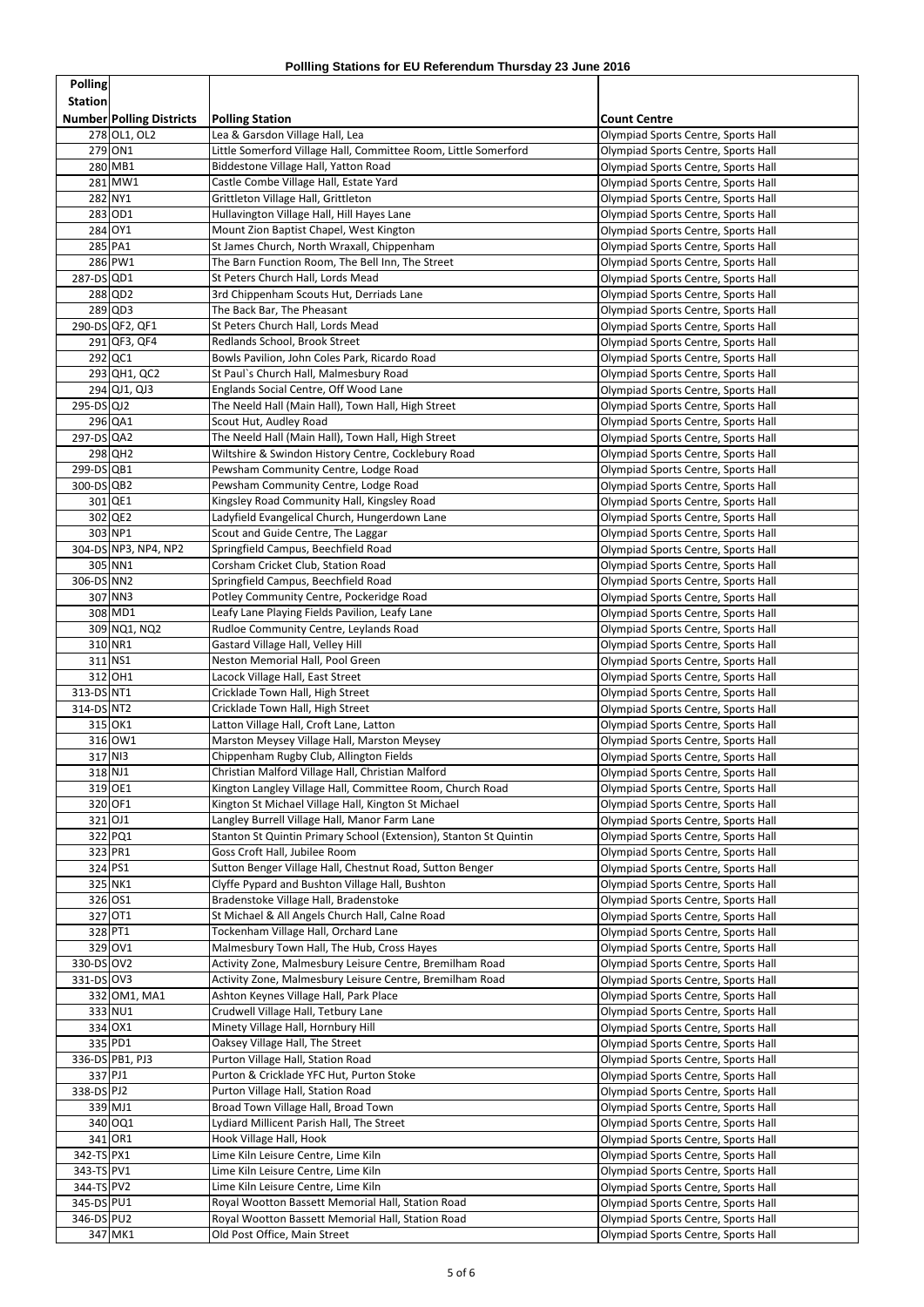# Pollling Stations for EU Referendum Thursday 23 June 2016

| Polling Station Number | Polling Districts | Polling Station | Count Centre |
|---|---|---|---|
| 278 | OL1, OL2 | Lea & Garsdon Village Hall, Lea | Olympiad Sports Centre, Sports Hall |
| 279 | ON1 | Little Somerford Village Hall, Committee Room, Little Somerford | Olympiad Sports Centre, Sports Hall |
| 280 | MB1 | Biddestone Village Hall, Yatton Road | Olympiad Sports Centre, Sports Hall |
| 281 | MW1 | Castle Combe Village Hall, Estate Yard | Olympiad Sports Centre, Sports Hall |
| 282 | NY1 | Grittleton Village Hall, Grittleton | Olympiad Sports Centre, Sports Hall |
| 283 | OD1 | Hullavington Village Hall, Hill Hayes Lane | Olympiad Sports Centre, Sports Hall |
| 284 | OY1 | Mount Zion Baptist Chapel, West Kington | Olympiad Sports Centre, Sports Hall |
| 285 | PA1 | St James Church, North Wraxall, Chippenham | Olympiad Sports Centre, Sports Hall |
| 286 | PW1 | The Barn Function Room, The Bell Inn, The Street | Olympiad Sports Centre, Sports Hall |
| 287-DS | QD1 | St Peters Church Hall, Lords Mead | Olympiad Sports Centre, Sports Hall |
| 288 | QD2 | 3rd Chippenham Scouts Hut, Derriads Lane | Olympiad Sports Centre, Sports Hall |
| 289 | QD3 | The Back Bar, The Pheasant | Olympiad Sports Centre, Sports Hall |
| 290-DS | QF2, QF1 | St Peters Church Hall, Lords Mead | Olympiad Sports Centre, Sports Hall |
| 291 | QF3, QF4 | Redlands School, Brook Street | Olympiad Sports Centre, Sports Hall |
| 292 | QC1 | Bowls Pavilion, John Coles Park, Ricardo Road | Olympiad Sports Centre, Sports Hall |
| 293 | QH1, QC2 | St Paul`s Church Hall, Malmesbury Road | Olympiad Sports Centre, Sports Hall |
| 294 | QJ1, QJ3 | Englands Social Centre, Off Wood Lane | Olympiad Sports Centre, Sports Hall |
| 295-DS | QJ2 | The Neeld Hall (Main Hall), Town Hall, High Street | Olympiad Sports Centre, Sports Hall |
| 296 | QA1 | Scout Hut, Audley Road | Olympiad Sports Centre, Sports Hall |
| 297-DS | QA2 | The Neeld Hall (Main Hall), Town Hall, High Street | Olympiad Sports Centre, Sports Hall |
| 298 | QH2 | Wiltshire & Swindon History Centre, Cocklebury Road | Olympiad Sports Centre, Sports Hall |
| 299-DS | QB1 | Pewsham Community Centre, Lodge Road | Olympiad Sports Centre, Sports Hall |
| 300-DS | QB2 | Pewsham Community Centre, Lodge Road | Olympiad Sports Centre, Sports Hall |
| 301 | QE1 | Kingsley Road Community Hall, Kingsley Road | Olympiad Sports Centre, Sports Hall |
| 302 | QE2 | Ladyfield Evangelical Church, Hungerdown Lane | Olympiad Sports Centre, Sports Hall |
| 303 | NP1 | Scout and Guide Centre, The Laggar | Olympiad Sports Centre, Sports Hall |
| 304-DS | NP3, NP4, NP2 | Springfield Campus, Beechfield Road | Olympiad Sports Centre, Sports Hall |
| 305 | NN1 | Corsham Cricket Club, Station Road | Olympiad Sports Centre, Sports Hall |
| 306-DS | NN2 | Springfield Campus, Beechfield Road | Olympiad Sports Centre, Sports Hall |
| 307 | NN3 | Potley Community Centre, Pockeridge Road | Olympiad Sports Centre, Sports Hall |
| 308 | MD1 | Leafy Lane Playing Fields Pavilion, Leafy Lane | Olympiad Sports Centre, Sports Hall |
| 309 | NQ1, NQ2 | Rudloe Community Centre, Leylands Road | Olympiad Sports Centre, Sports Hall |
| 310 | NR1 | Gastard Village Hall, Velley Hill | Olympiad Sports Centre, Sports Hall |
| 311 | NS1 | Neston Memorial Hall, Pool Green | Olympiad Sports Centre, Sports Hall |
| 312 | OH1 | Lacock Village Hall, East Street | Olympiad Sports Centre, Sports Hall |
| 313-DS | NT1 | Cricklade Town Hall, High Street | Olympiad Sports Centre, Sports Hall |
| 314-DS | NT2 | Cricklade Town Hall, High Street | Olympiad Sports Centre, Sports Hall |
| 315 | OK1 | Latton Village Hall, Croft Lane, Latton | Olympiad Sports Centre, Sports Hall |
| 316 | OW1 | Marston Meysey Village Hall, Marston Meysey | Olympiad Sports Centre, Sports Hall |
| 317 | NI3 | Chippenham Rugby Club, Allington Fields | Olympiad Sports Centre, Sports Hall |
| 318 | NJ1 | Christian Malford Village Hall, Christian Malford | Olympiad Sports Centre, Sports Hall |
| 319 | OE1 | Kington Langley Village Hall, Committee Room, Church Road | Olympiad Sports Centre, Sports Hall |
| 320 | OF1 | Kington St Michael Village Hall, Kington St Michael | Olympiad Sports Centre, Sports Hall |
| 321 | OJ1 | Langley Burrell Village Hall, Manor Farm Lane | Olympiad Sports Centre, Sports Hall |
| 322 | PQ1 | Stanton St Quintin Primary School (Extension), Stanton St Quintin | Olympiad Sports Centre, Sports Hall |
| 323 | PR1 | Goss Croft Hall, Jubilee Room | Olympiad Sports Centre, Sports Hall |
| 324 | PS1 | Sutton Benger Village Hall, Chestnut Road, Sutton Benger | Olympiad Sports Centre, Sports Hall |
| 325 | NK1 | Clyffe Pypard and Bushton Village Hall, Bushton | Olympiad Sports Centre, Sports Hall |
| 326 | OS1 | Bradenstoke Village Hall, Bradenstoke | Olympiad Sports Centre, Sports Hall |
| 327 | OT1 | St Michael & All Angels Church Hall, Calne Road | Olympiad Sports Centre, Sports Hall |
| 328 | PT1 | Tockenham Village Hall, Orchard Lane | Olympiad Sports Centre, Sports Hall |
| 329 | OV1 | Malmesbury Town Hall, The Hub, Cross Hayes | Olympiad Sports Centre, Sports Hall |
| 330-DS | OV2 | Activity Zone, Malmesbury Leisure Centre, Bremilham Road | Olympiad Sports Centre, Sports Hall |
| 331-DS | OV3 | Activity Zone, Malmesbury Leisure Centre, Bremilham Road | Olympiad Sports Centre, Sports Hall |
| 332 | OM1, MA1 | Ashton Keynes Village Hall, Park Place | Olympiad Sports Centre, Sports Hall |
| 333 | NU1 | Crudwell Village Hall, Tetbury Lane | Olympiad Sports Centre, Sports Hall |
| 334 | OX1 | Minety Village Hall, Hornbury Hill | Olympiad Sports Centre, Sports Hall |
| 335 | PD1 | Oaksey Village Hall, The Street | Olympiad Sports Centre, Sports Hall |
| 336-DS | PB1, PJ3 | Purton Village Hall, Station Road | Olympiad Sports Centre, Sports Hall |
| 337 | PJ1 | Purton & Cricklade YFC Hut, Purton Stoke | Olympiad Sports Centre, Sports Hall |
| 338-DS | PJ2 | Purton Village Hall, Station Road | Olympiad Sports Centre, Sports Hall |
| 339 | MJ1 | Broad Town Village Hall, Broad Town | Olympiad Sports Centre, Sports Hall |
| 340 | OQ1 | Lydiard Millicent Parish Hall, The Street | Olympiad Sports Centre, Sports Hall |
| 341 | OR1 | Hook Village Hall, Hook | Olympiad Sports Centre, Sports Hall |
| 342-TS | PX1 | Lime Kiln Leisure Centre, Lime Kiln | Olympiad Sports Centre, Sports Hall |
| 343-TS | PV1 | Lime Kiln Leisure Centre, Lime Kiln | Olympiad Sports Centre, Sports Hall |
| 344-TS | PV2 | Lime Kiln Leisure Centre, Lime Kiln | Olympiad Sports Centre, Sports Hall |
| 345-DS | PU1 | Royal Wootton Bassett Memorial Hall, Station Road | Olympiad Sports Centre, Sports Hall |
| 346-DS | PU2 | Royal Wootton Bassett Memorial Hall, Station Road | Olympiad Sports Centre, Sports Hall |
| 347 | MK1 | Old Post Office, Main Street | Olympiad Sports Centre, Sports Hall |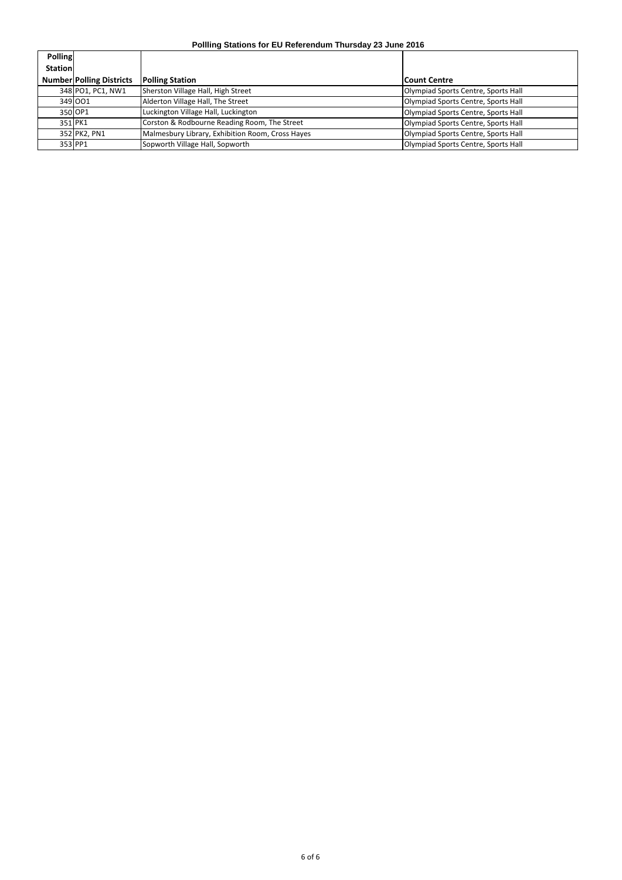# Pollling Stations for EU Referendum Thursday 23 June 2016

| Polling Station Number | Polling Districts | Polling Station | Count Centre |
|---|---|---|---|
| 348 | PO1, PC1, NW1 | Sherston Village Hall, High Street | Olympiad Sports Centre, Sports Hall |
| 349 | OO1 | Alderton Village Hall, The Street | Olympiad Sports Centre, Sports Hall |
| 350 | OP1 | Luckington Village Hall, Luckington | Olympiad Sports Centre, Sports Hall |
| 351 | PK1 | Corston & Rodbourne Reading Room, The Street | Olympiad Sports Centre, Sports Hall |
| 352 | PK2, PN1 | Malmesbury Library, Exhibition Room, Cross Hayes | Olympiad Sports Centre, Sports Hall |
| 353 | PP1 | Sopworth Village Hall, Sopworth | Olympiad Sports Centre, Sports Hall |